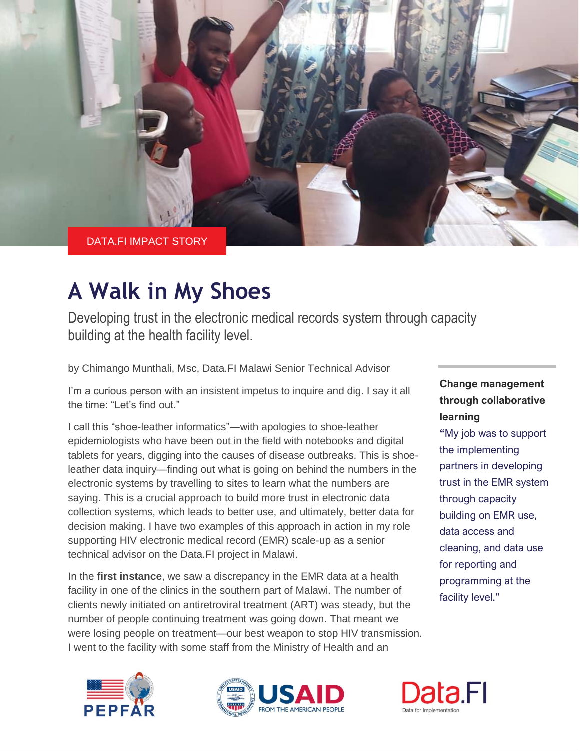DATA.FI IMPACT STORY

# A Walk in My Shoes

Developing trust in the electronic medical records system through capacity building at the health facility level.

by Chimango Munthali, Msc, Data.FI Malawi Senior Technical Advisor

I'm a curious person with an insistent impetus to inquire and dig. I say it all the time: "Let's find out."

I call this "shoe-leather informatics"—with apologies to shoe-leather epidemiologists who have been out in the field with notebooks and digital tablets for years, digging into the causes of disease outbreaks. This is shoe-leather data inquiry—finding out what is going on behind the numbers in the electronic systems by travelling to sites to learn what the numbers are saying. This is a crucial approach to build more trust in electronic data collection systems, which leads to better use, and ultimately, better data for decision making. I have two examples of this approach in action in my role supporting HIV electronic medical record (EMR) scale-up as a senior technical advisor on the Data.FI project in Malawi.

In the **first instance**, we saw a discrepancy in the EMR data at a health facility in one of the clinics in the southern part of Malawi. The number of clients newly initiated on antiretroviral treatment (ART) was steady, but the number of people continuing treatment was going down. That meant we were losing people on treatment—our best weapon to stop HIV transmission. I went to the facility with some staff from the Ministry of Health and an

**Change management through collaborative learning**

"My job was to support the implementing partners in developing trust in the EMR system through capacity building on EMR use, data access and cleaning, and data use for reporting and programming at the facility level."

PEPFAR

USAID FROM THE AMERICAN PEOPLE

Data.FI Data for Implementation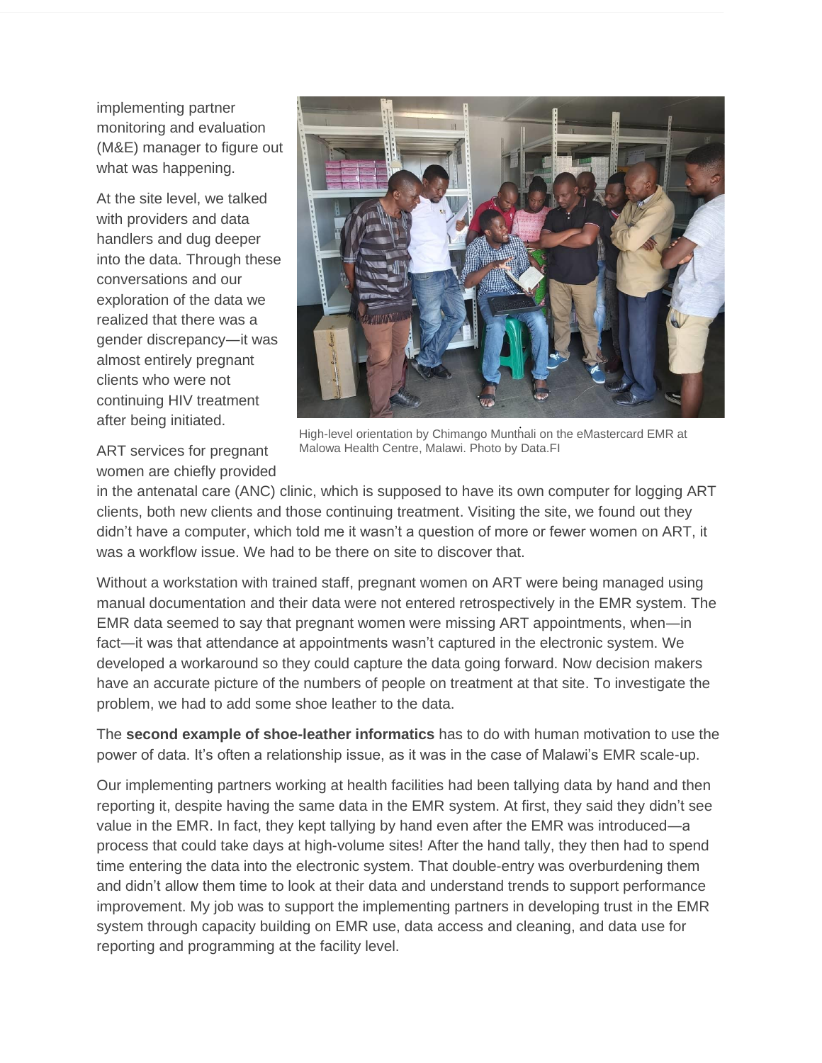implementing partner monitoring and evaluation (M&E) manager to figure out what was happening.

At the site level, we talked with providers and data handlers and dug deeper into the data. Through these conversations and our exploration of the data we realized that there was a gender discrepancy—it was almost entirely pregnant clients who were not continuing HIV treatment after being initiated.

High-level orientation by Chimango Munthali on the eMastercard EMR at Malowa Health Centre, Malawi. Photo by Data.FI

ART services for pregnant women are chiefly provided in the antenatal care (ANC) clinic, which is supposed to have its own computer for logging ART clients, both new clients and those continuing treatment. Visiting the site, we found out they didn't have a computer, which told me it wasn't a question of more or fewer women on ART, it was a workflow issue. We had to be there on site to discover that.

Without a workstation with trained staff, pregnant women on ART were being managed using manual documentation and their data were not entered retrospectively in the EMR system. The EMR data seemed to say that pregnant women were missing ART appointments, when—in fact—it was that attendance at appointments wasn't captured in the electronic system. We developed a workaround so they could capture the data going forward. Now decision makers have an accurate picture of the numbers of people on treatment at that site. To investigate the problem, we had to add some shoe leather to the data.

The **second example of shoe-leather informatics** has to do with human motivation to use the power of data. It's often a relationship issue, as it was in the case of Malawi's EMR scale-up.

Our implementing partners working at health facilities had been tallying data by hand and then reporting it, despite having the same data in the EMR system. At first, they said they didn't see value in the EMR. In fact, they kept tallying by hand even after the EMR was introduced—a process that could take days at high-volume sites! After the hand tally, they then had to spend time entering the data into the electronic system. That double-entry was overburdening them and didn't allow them time to look at their data and understand trends to support performance improvement. My job was to support the implementing partners in developing trust in the EMR system through capacity building on EMR use, data access and cleaning, and data use for reporting and programming at the facility level.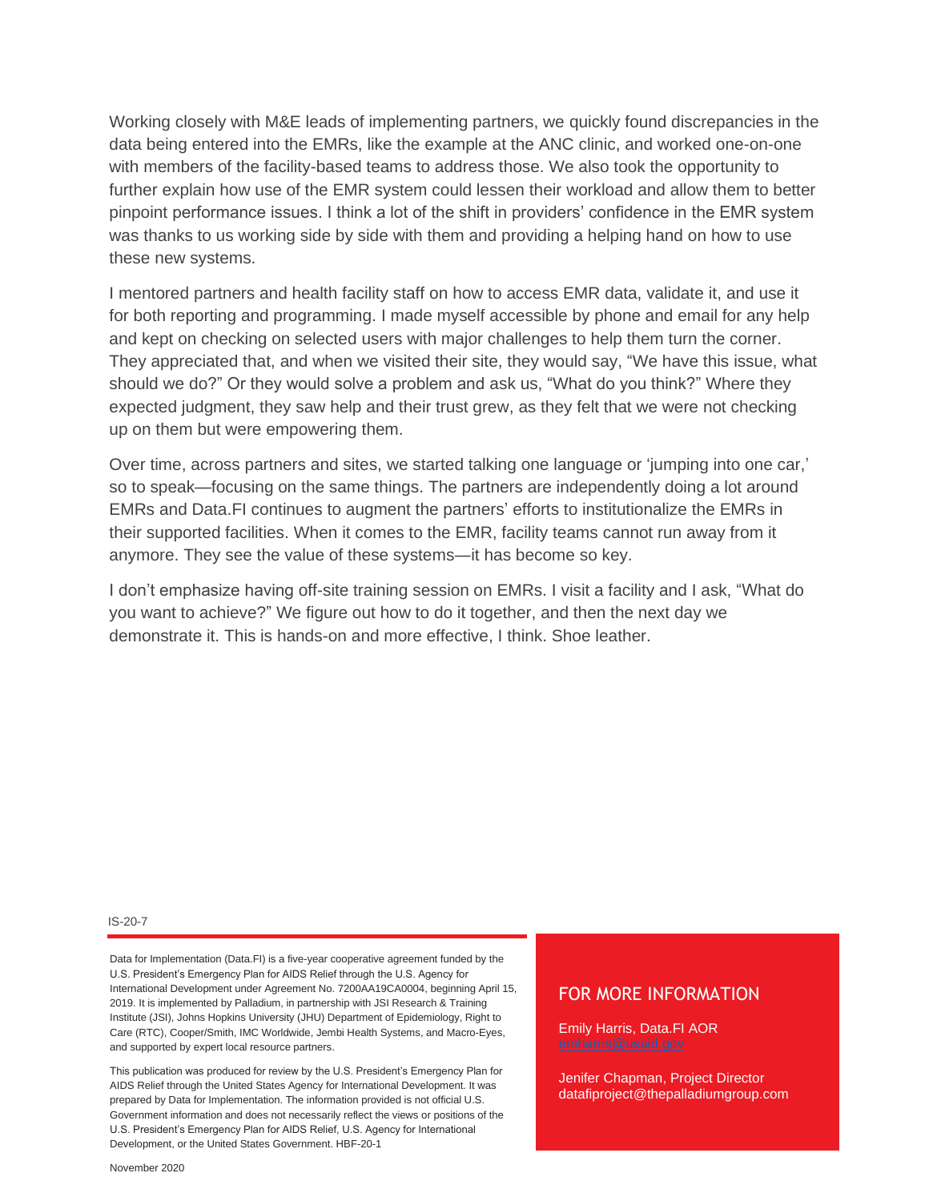Working closely with M&E leads of implementing partners, we quickly found discrepancies in the data being entered into the EMRs, like the example at the ANC clinic, and worked one-on-one with members of the facility-based teams to address those. We also took the opportunity to further explain how use of the EMR system could lessen their workload and allow them to better pinpoint performance issues. I think a lot of the shift in providers' confidence in the EMR system was thanks to us working side by side with them and providing a helping hand on how to use these new systems.

I mentored partners and health facility staff on how to access EMR data, validate it, and use it for both reporting and programming. I made myself accessible by phone and email for any help and kept on checking on selected users with major challenges to help them turn the corner. They appreciated that, and when we visited their site, they would say, "We have this issue, what should we do?" Or they would solve a problem and ask us, "What do you think?" Where they expected judgment, they saw help and their trust grew, as they felt that we were not checking up on them but were empowering them.

Over time, across partners and sites, we started talking one language or 'jumping into one car,' so to speak—focusing on the same things. The partners are independently doing a lot around EMRs and Data.FI continues to augment the partners' efforts to institutionalize the EMRs in their supported facilities. When it comes to the EMR, facility teams cannot run away from it anymore. They see the value of these systems—it has become so key.

I don't emphasize having off-site training session on EMRs. I visit a facility and I ask, "What do you want to achieve?" We figure out how to do it together, and then the next day we demonstrate it. This is hands-on and more effective, I think. Shoe leather.

IS-20-7

Data for Implementation (Data.FI) is a five-year cooperative agreement funded by the U.S. President's Emergency Plan for AIDS Relief through the U.S. Agency for International Development under Agreement No. 7200AA19CA0004, beginning April 15, 2019. It is implemented by Palladium, in partnership with JSI Research & Training Institute (JSI), Johns Hopkins University (JHU) Department of Epidemiology, Right to Care (RTC), Cooper/Smith, IMC Worldwide, Jembi Health Systems, and Macro-Eyes, and supported by expert local resource partners.

This publication was produced for review by the U.S. President's Emergency Plan for AIDS Relief through the United States Agency for International Development. It was prepared by Data for Implementation. The information provided is not official U.S. Government information and does not necessarily reflect the views or positions of the U.S. President's Emergency Plan for AIDS Relief, U.S. Agency for International Development, or the United States Government. HBF-20-1

November 2020

## FOR MORE INFORMATION

Emily Harris, Data.FI AOR
emharris@usaid.gov

Jenifer Chapman, Project Director
datafiproject@thepalladiumgroup.com